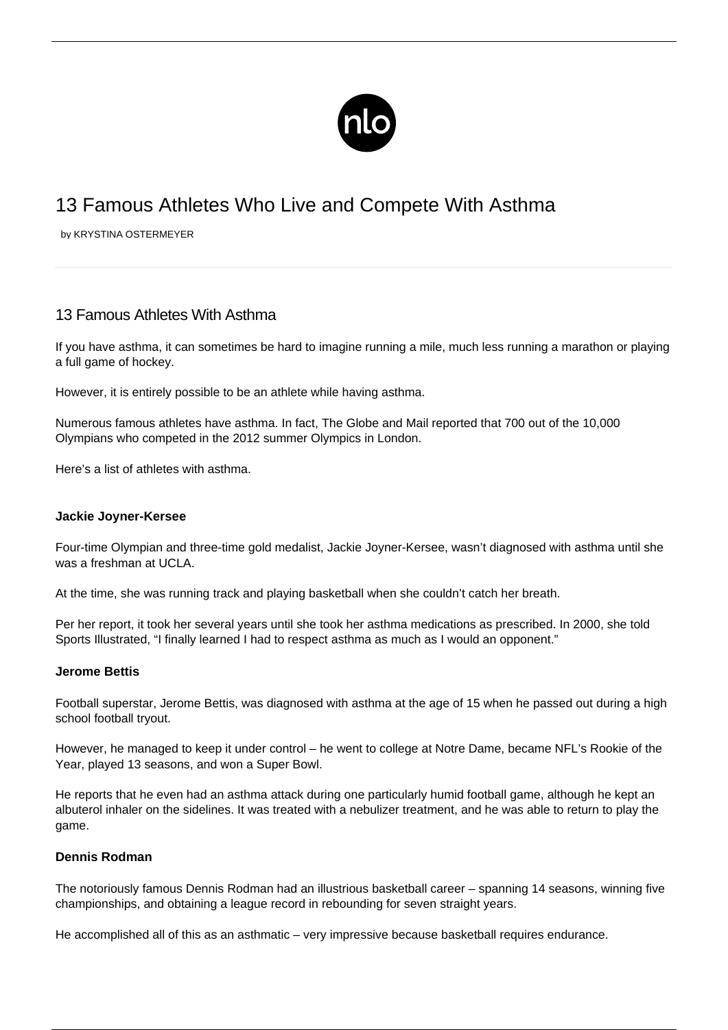# 13 Famous Athletes Who Live and Compete With Asthma

by KRYSTINA OSTERMEYER

## 13 Famous Athletes With Asthma

If you have asthma, it can sometimes be hard to imagine running a mile, much less running a marathon or playing a full game of hockey.

However, it is entirely possible to be an athlete while having asthma.

Numerous famous athletes have asthma. In fact, The Globe and Mail reported that 700 out of the 10,000 Olympians who competed in the 2012 summer Olympics in London.

Here's a list of athletes with asthma.

**Jackie Joyner-Kersee**

Four-time Olympian and three-time gold medalist, Jackie Joyner-Kersee, wasn't diagnosed with asthma until she was a freshman at UCLA.

At the time, she was running track and playing basketball when she couldn't catch her breath.

Per her report, it took her several years until she took her asthma medications as prescribed. In 2000, she told Sports Illustrated, "I finally learned I had to respect asthma as much as I would an opponent."

**Jerome Bettis**

Football superstar, Jerome Bettis, was diagnosed with asthma at the age of 15 when he passed out during a high school football tryout.

However, he managed to keep it under control – he went to college at Notre Dame, became NFL's Rookie of the Year, played 13 seasons, and won a Super Bowl.

He reports that he even had an asthma attack during one particularly humid football game, although he kept an albuterol inhaler on the sidelines. It was treated with a nebulizer treatment, and he was able to return to play the game.

**Dennis Rodman**

The notoriously famous Dennis Rodman had an illustrious basketball career – spanning 14 seasons, winning five championships, and obtaining a league record in rebounding for seven straight years.

He accomplished all of this as an asthmatic – very impressive because basketball requires endurance.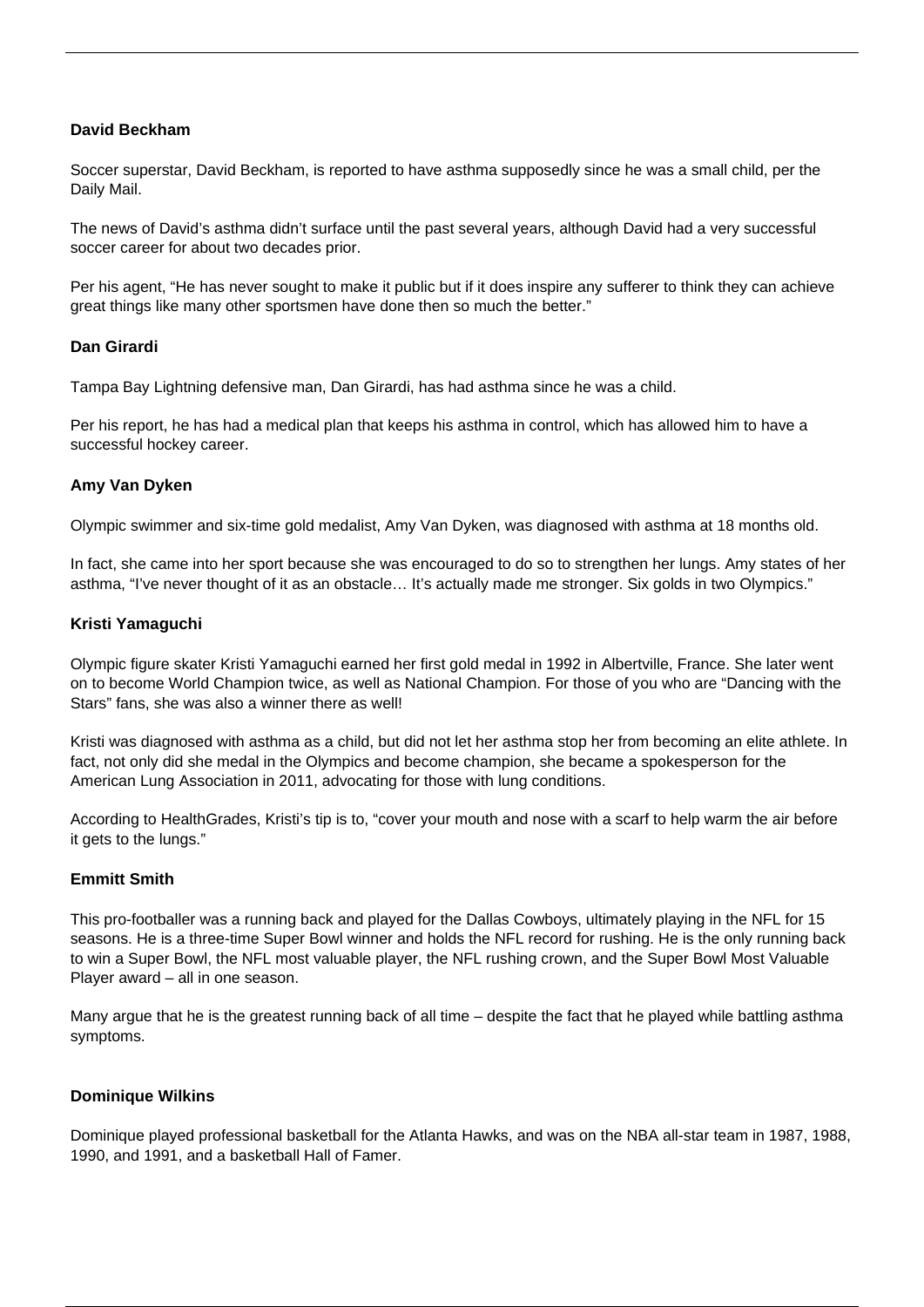**David Beckham**

Soccer superstar, David Beckham, is reported to have asthma supposedly since he was a small child, per the Daily Mail.

The news of David's asthma didn't surface until the past several years, although David had a very successful soccer career for about two decades prior.

Per his agent, "He has never sought to make it public but if it does inspire any sufferer to think they can achieve great things like many other sportsmen have done then so much the better."

**Dan Girardi**

Tampa Bay Lightning defensive man, Dan Girardi, has had asthma since he was a child.

Per his report, he has had a medical plan that keeps his asthma in control, which has allowed him to have a successful hockey career.

**Amy Van Dyken**

Olympic swimmer and six-time gold medalist, Amy Van Dyken, was diagnosed with asthma at 18 months old.

In fact, she came into her sport because she was encouraged to do so to strengthen her lungs. Amy states of her asthma, "I've never thought of it as an obstacle… It's actually made me stronger. Six golds in two Olympics."

**Kristi Yamaguchi**

Olympic figure skater Kristi Yamaguchi earned her first gold medal in 1992 in Albertville, France. She later went on to become World Champion twice, as well as National Champion. For those of you who are "Dancing with the Stars" fans, she was also a winner there as well!

Kristi was diagnosed with asthma as a child, but did not let her asthma stop her from becoming an elite athlete. In fact, not only did she medal in the Olympics and become champion, she became a spokesperson for the American Lung Association in 2011, advocating for those with lung conditions.

According to HealthGrades, Kristi's tip is to, "cover your mouth and nose with a scarf to help warm the air before it gets to the lungs."

**Emmitt Smith**

This pro-footballer was a running back and played for the Dallas Cowboys, ultimately playing in the NFL for 15 seasons. He is a three-time Super Bowl winner and holds the NFL record for rushing. He is the only running back to win a Super Bowl, the NFL most valuable player, the NFL rushing crown, and the Super Bowl Most Valuable Player award – all in one season.

Many argue that he is the greatest running back of all time – despite the fact that he played while battling asthma symptoms.

**Dominique Wilkins**

Dominique played professional basketball for the Atlanta Hawks, and was on the NBA all-star team in 1987, 1988, 1990, and 1991, and a basketball Hall of Famer.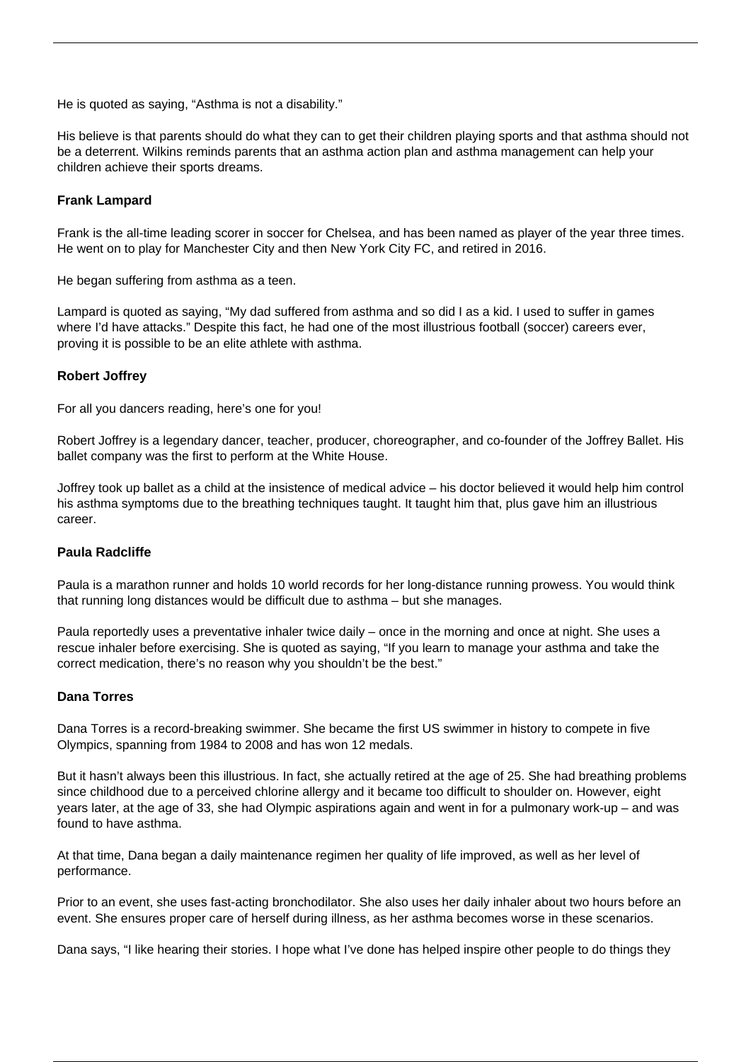He is quoted as saying, “Asthma is not a disability.”

His believe is that parents should do what they can to get their children playing sports and that asthma should not be a deterrent. Wilkins reminds parents that an asthma action plan and asthma management can help your children achieve their sports dreams.

**Frank Lampard**

Frank is the all-time leading scorer in soccer for Chelsea, and has been named as player of the year three times. He went on to play for Manchester City and then New York City FC, and retired in 2016.

He began suffering from asthma as a teen.

Lampard is quoted as saying, “My dad suffered from asthma and so did I as a kid. I used to suffer in games where I’d have attacks.” Despite this fact, he had one of the most illustrious football (soccer) careers ever, proving it is possible to be an elite athlete with asthma.

**Robert Joffrey**

For all you dancers reading, here’s one for you!

Robert Joffrey is a legendary dancer, teacher, producer, choreographer, and co-founder of the Joffrey Ballet. His ballet company was the first to perform at the White House.

Joffrey took up ballet as a child at the insistence of medical advice – his doctor believed it would help him control his asthma symptoms due to the breathing techniques taught. It taught him that, plus gave him an illustrious career.

**Paula Radcliffe**

Paula is a marathon runner and holds 10 world records for her long-distance running prowess. You would think that running long distances would be difficult due to asthma – but she manages.

Paula reportedly uses a preventative inhaler twice daily – once in the morning and once at night. She uses a rescue inhaler before exercising. She is quoted as saying, “If you learn to manage your asthma and take the correct medication, there’s no reason why you shouldn’t be the best.”

**Dana Torres**

Dana Torres is a record-breaking swimmer. She became the first US swimmer in history to compete in five Olympics, spanning from 1984 to 2008 and has won 12 medals.

But it hasn’t always been this illustrious. In fact, she actually retired at the age of 25. She had breathing problems since childhood due to a perceived chlorine allergy and it became too difficult to shoulder on. However, eight years later, at the age of 33, she had Olympic aspirations again and went in for a pulmonary work-up – and was found to have asthma.

At that time, Dana began a daily maintenance regimen her quality of life improved, as well as her level of performance.

Prior to an event, she uses fast-acting bronchodilator. She also uses her daily inhaler about two hours before an event. She ensures proper care of herself during illness, as her asthma becomes worse in these scenarios.

Dana says, “I like hearing their stories. I hope what I’ve done has helped inspire other people to do things they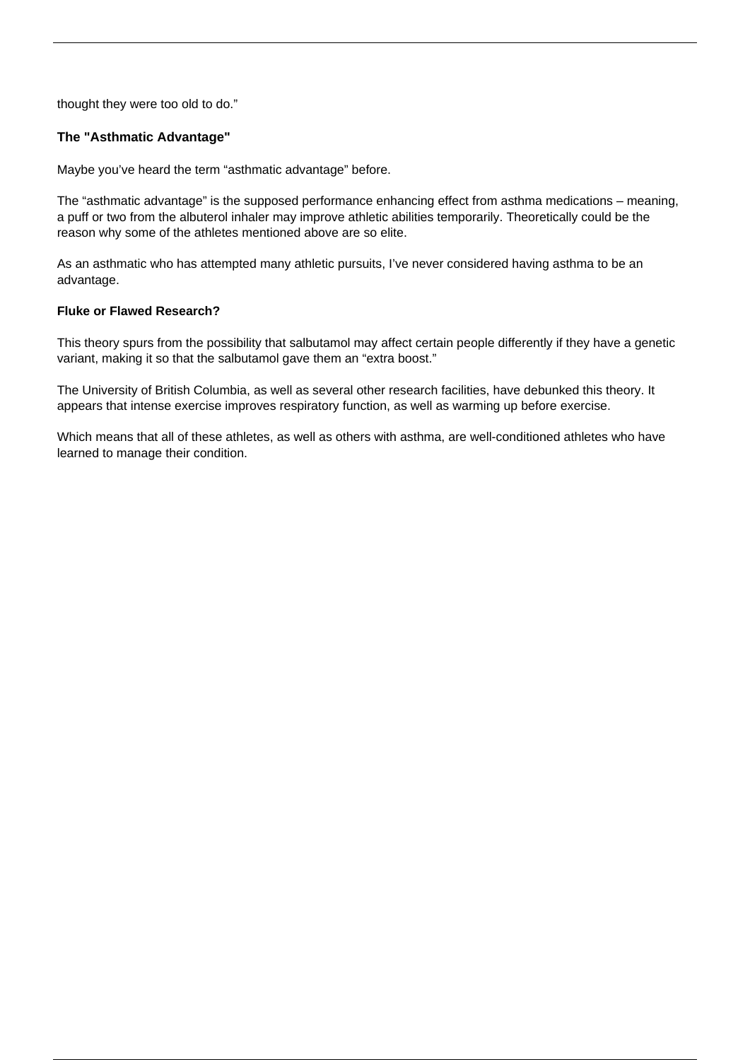thought they were too old to do.”

**The "Asthmatic Advantage"**

Maybe you’ve heard the term “asthmatic advantage” before.

The “asthmatic advantage” is the supposed performance enhancing effect from asthma medications – meaning, a puff or two from the albuterol inhaler may improve athletic abilities temporarily. Theoretically could be the reason why some of the athletes mentioned above are so elite.

As an asthmatic who has attempted many athletic pursuits, I’ve never considered having asthma to be an advantage.

**Fluke or Flawed Research?**

This theory spurs from the possibility that salbutamol may affect certain people differently if they have a genetic variant, making it so that the salbutamol gave them an “extra boost.”

The University of British Columbia, as well as several other research facilities, have debunked this theory. It appears that intense exercise improves respiratory function, as well as warming up before exercise.

Which means that all of these athletes, as well as others with asthma, are well-conditioned athletes who have learned to manage their condition.